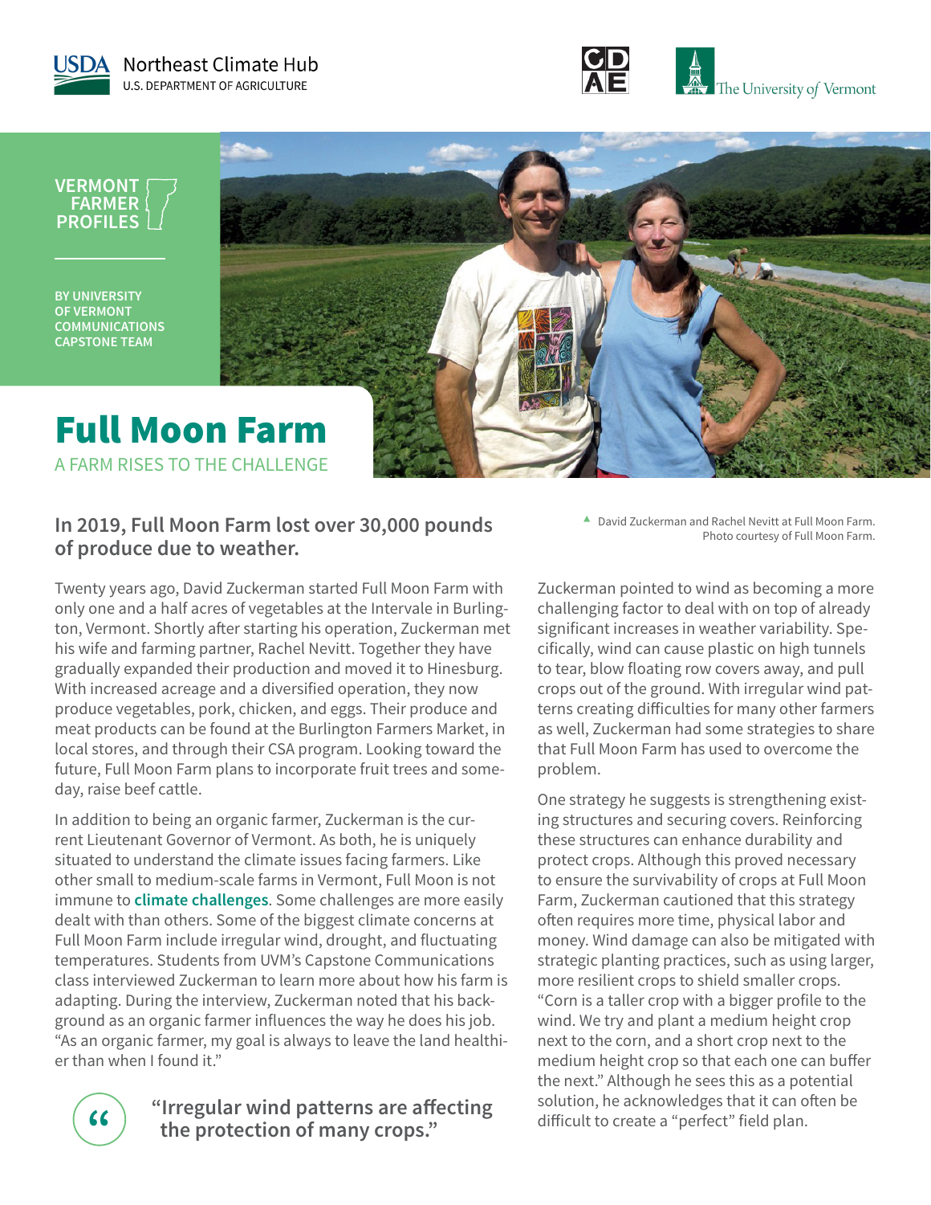USDA Northeast Climate Hub
U.S. DEPARTMENT OF AGRICULTURE

CDAE

The University of Vermont

VERMONT FARMER PROFILES

BY UNIVERSITY OF VERMONT COMMUNICATIONS CAPSTONE TEAM

# Full Moon Farm

## A FARM RISES TO THE CHALLENGE

David Zuckerman and Rachel Nevitt at Full Moon Farm. Photo courtesy of Full Moon Farm.

### In 2019, Full Moon Farm lost over 30,000 pounds of produce due to weather.

Twenty years ago, David Zuckerman started Full Moon Farm with only one and a half acres of vegetables at the Intervale in Burlington, Vermont. Shortly after starting his operation, Zuckerman met his wife and farming partner, Rachel Nevitt. Together they have gradually expanded their production and moved it to Hinesburg. With increased acreage and a diversified operation, they now produce vegetables, pork, chicken, and eggs. Their produce and meat products can be found at the Burlington Farmers Market, in local stores, and through their CSA program. Looking toward the future, Full Moon Farm plans to incorporate fruit trees and someday, raise beef cattle.

In addition to being an organic farmer, Zuckerman is the current Lieutenant Governor of Vermont. As both, he is uniquely situated to understand the climate issues facing farmers. Like other small to medium-scale farms in Vermont, Full Moon is not immune to **climate challenges**. Some challenges are more easily dealt with than others. Some of the biggest climate concerns at Full Moon Farm include irregular wind, drought, and fluctuating temperatures. Students from UVM's Capstone Communications class interviewed Zuckerman to learn more about how his farm is adapting. During the interview, Zuckerman noted that his background as an organic farmer influences the way he does his job. "As an organic farmer, my goal is always to leave the land healthier than when I found it."

> "Irregular wind patterns are affecting the protection of many crops."

Zuckerman pointed to wind as becoming a more challenging factor to deal with on top of already significant increases in weather variability. Specifically, wind can cause plastic on high tunnels to tear, blow floating row covers away, and pull crops out of the ground. With irregular wind patterns creating difficulties for many other farmers as well, Zuckerman had some strategies to share that Full Moon Farm has used to overcome the problem.

One strategy he suggests is strengthening existing structures and securing covers. Reinforcing these structures can enhance durability and protect crops. Although this proved necessary to ensure the survivability of crops at Full Moon Farm, Zuckerman cautioned that this strategy often requires more time, physical labor and money. Wind damage can also be mitigated with strategic planting practices, such as using larger, more resilient crops to shield smaller crops. "Corn is a taller crop with a bigger profile to the wind. We try and plant a medium height crop next to the corn, and a short crop next to the medium height crop so that each one can buffer the next." Although he sees this as a potential solution, he acknowledges that it can often be difficult to create a "perfect" field plan.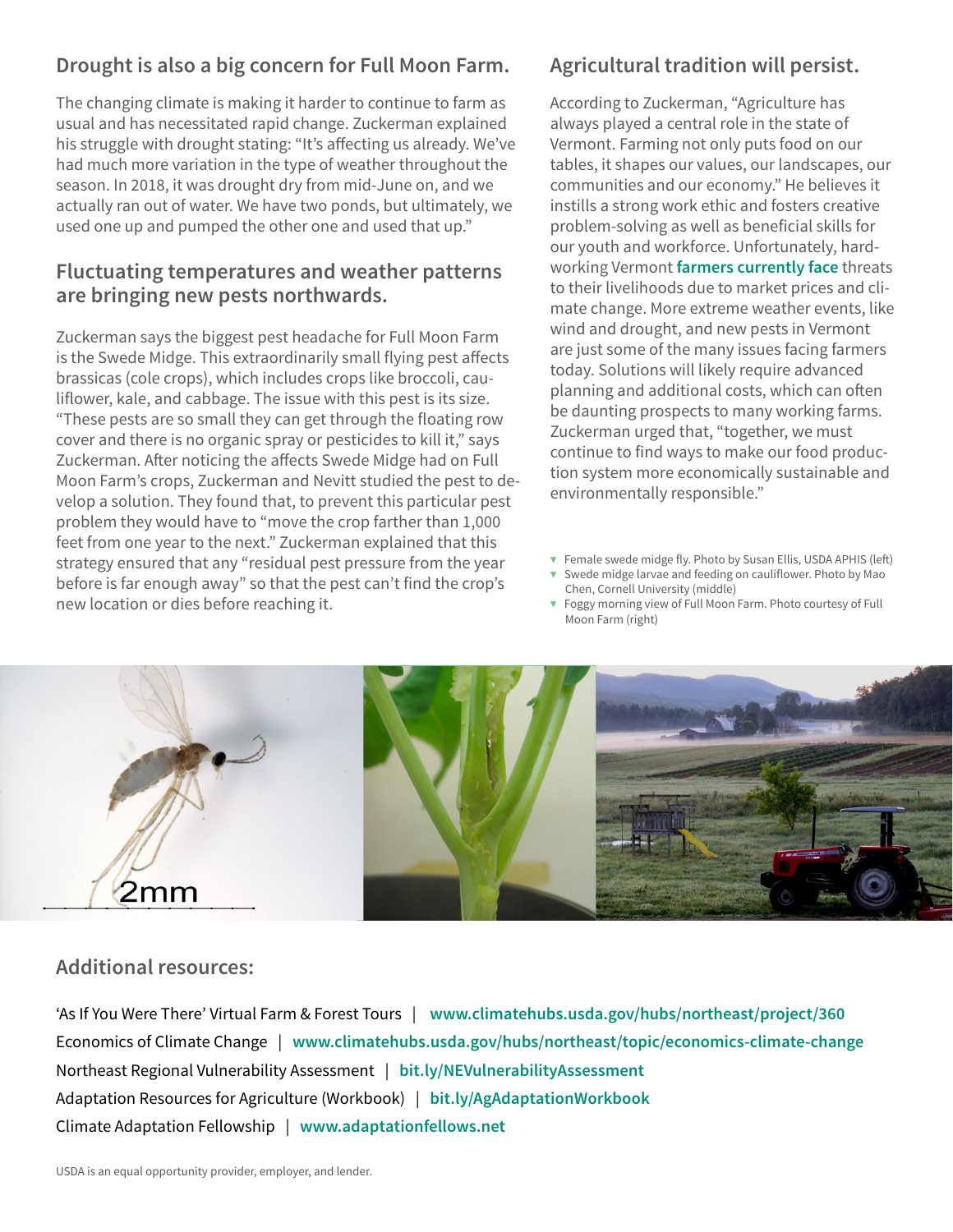## Drought is also a big concern for Full Moon Farm.

The changing climate is making it harder to continue to farm as usual and has necessitated rapid change. Zuckerman explained his struggle with drought stating: "It's affecting us already. We've had much more variation in the type of weather throughout the season. In 2018, it was drought dry from mid-June on, and we actually ran out of water. We have two ponds, but ultimately, we used one up and pumped the other one and used that up."

## Fluctuating temperatures and weather patterns are bringing new pests northwards.

Zuckerman says the biggest pest headache for Full Moon Farm is the Swede Midge. This extraordinarily small flying pest affects brassicas (cole crops), which includes crops like broccoli, cauliflower, kale, and cabbage. The issue with this pest is its size. "These pests are so small they can get through the floating row cover and there is no organic spray or pesticides to kill it," says Zuckerman. After noticing the affects Swede Midge had on Full Moon Farm's crops, Zuckerman and Nevitt studied the pest to develop a solution. They found that, to prevent this particular pest problem they would have to "move the crop farther than 1,000 feet from one year to the next." Zuckerman explained that this strategy ensured that any "residual pest pressure from the year before is far enough away" so that the pest can't find the crop's new location or dies before reaching it.

## Agricultural tradition will persist.

According to Zuckerman, "Agriculture has always played a central role in the state of Vermont. Farming not only puts food on our tables, it shapes our values, our landscapes, our communities and our economy." He believes it instills a strong work ethic and fosters creative problem-solving as well as beneficial skills for our youth and workforce. Unfortunately, hard-working Vermont **farmers currently face** threats to their livelihoods due to market prices and climate change. More extreme weather events, like wind and drought, and new pests in Vermont are just some of the many issues facing farmers today. Solutions will likely require advanced planning and additional costs, which can often be daunting prospects to many working farms. Zuckerman urged that, "together, we must continue to find ways to make our food production system more economically sustainable and environmentally responsible."

- Female swede midge fly. Photo by Susan Ellis, USDA APHIS (left)
- Swede midge larvae and feeding on cauliflower. Photo by Mao Chen, Cornell University (middle)
- Foggy morning view of Full Moon Farm. Photo courtesy of Full Moon Farm (right)

2mm

## Additional resources:

'As If You Were There' Virtual Farm & Forest Tours | **www.climatehubs.usda.gov/hubs/northeast/project/360**

Economics of Climate Change | **www.climatehubs.usda.gov/hubs/northeast/topic/economics-climate-change**

Northeast Regional Vulnerability Assessment | **bit.ly/NEVulnerabilityAssessment**

Adaptation Resources for Agriculture (Workbook) | **bit.ly/AgAdaptationWorkbook**

Climate Adaptation Fellowship | **www.adaptationfellows.net**

USDA is an equal opportunity provider, employer, and lender.